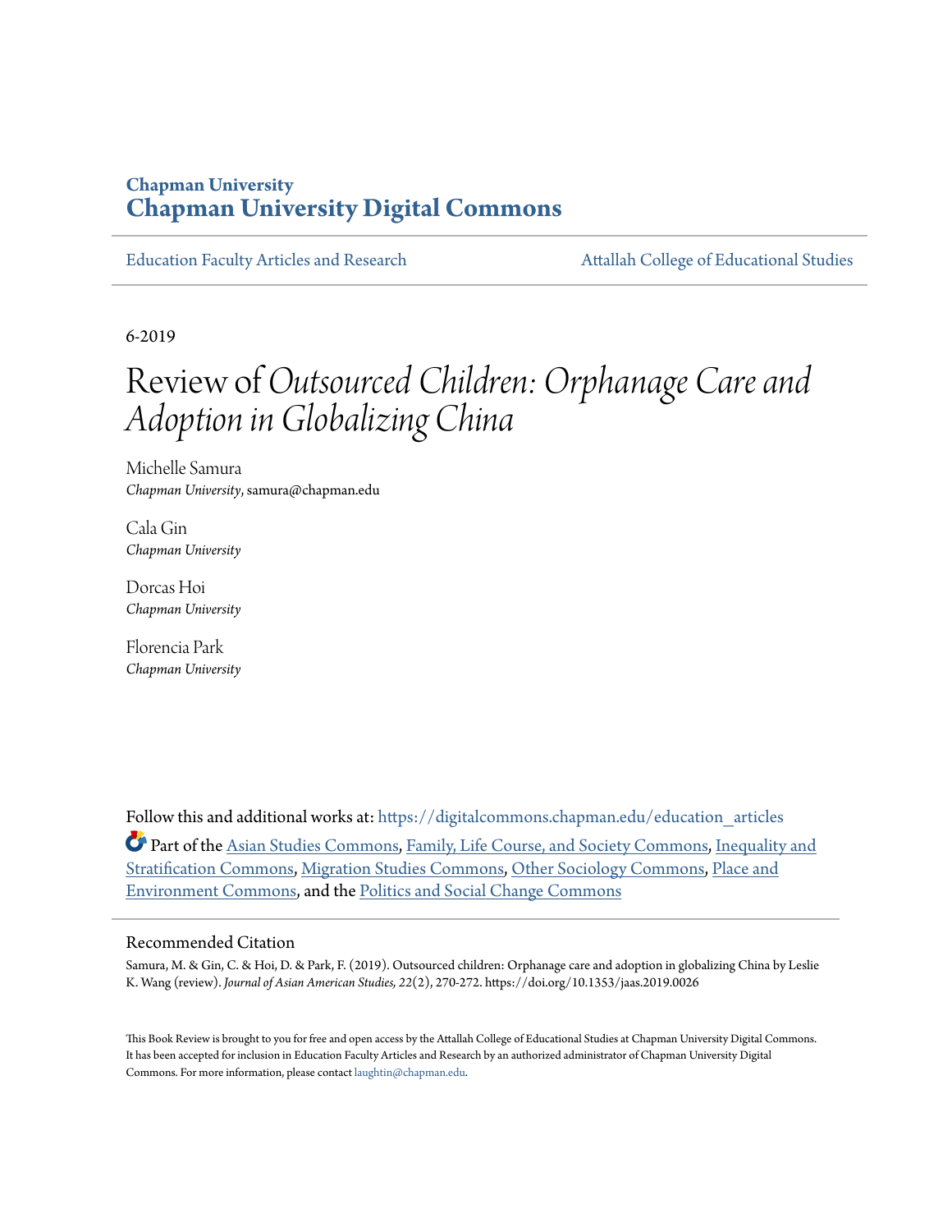Chapman University

# Chapman University Digital Commons

Education Faculty Articles and Research | Attallah College of Educational Studies

6-2019

# Review of *Outsourced Children: Orphanage Care and Adoption in Globalizing China*

Michelle Samura
*Chapman University*, samura@chapman.edu

Cala Gin
*Chapman University*

Dorcas Hoi
*Chapman University*

Florencia Park
*Chapman University*

Follow this and additional works at: https://digitalcommons.chapman.edu/education_articles

Part of the Asian Studies Commons, Family, Life Course, and Society Commons, Inequality and Stratification Commons, Migration Studies Commons, Other Sociology Commons, Place and Environment Commons, and the Politics and Social Change Commons

## Recommended Citation

Samura, M. & Gin, C. & Hoi, D. & Park, F. (2019). Outsourced children: Orphanage care and adoption in globalizing China by Leslie K. Wang (review). *Journal of Asian American Studies, 22*(2), 270-272. https://doi.org/10.1353/jaas.2019.0026

This Book Review is brought to you for free and open access by the Attallah College of Educational Studies at Chapman University Digital Commons. It has been accepted for inclusion in Education Faculty Articles and Research by an authorized administrator of Chapman University Digital Commons. For more information, please contact laughtin@chapman.edu.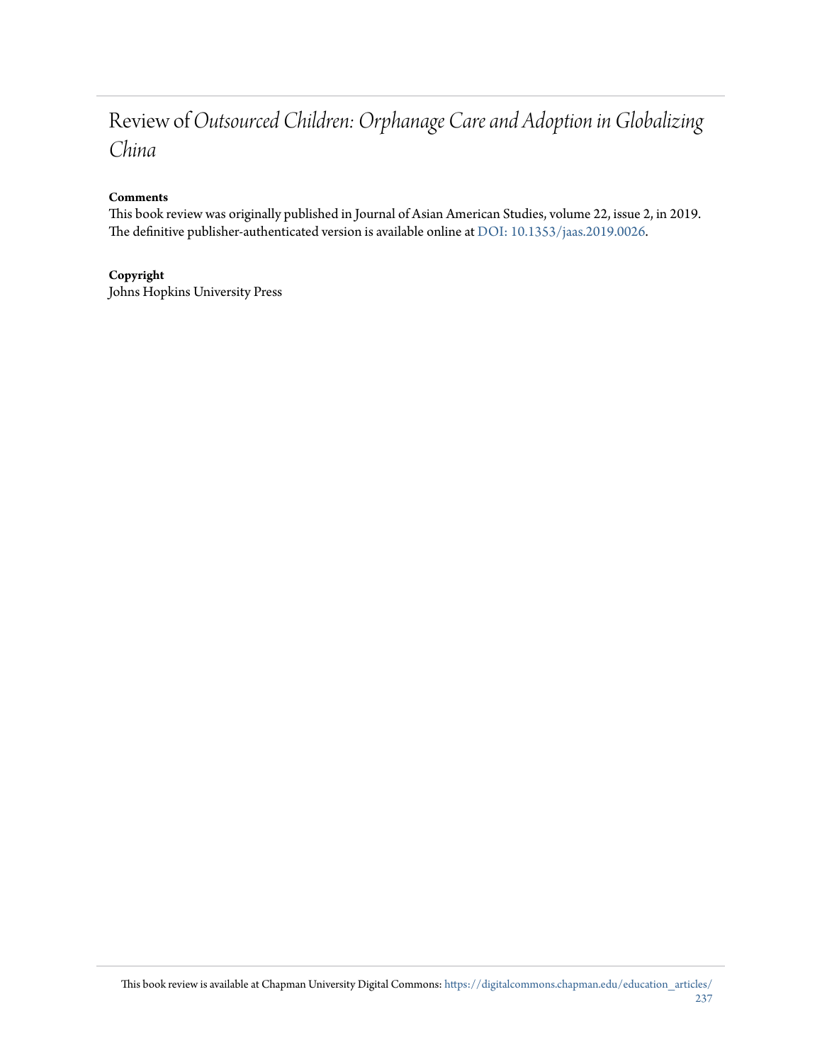# Review of *Outsourced Children: Orphanage Care and Adoption in Globalizing China*

**Comments**

This book review was originally published in Journal of Asian American Studies, volume 22, issue 2, in 2019. The definitive publisher-authenticated version is available online at DOI: 10.1353/jaas.2019.0026.

**Copyright**

Johns Hopkins University Press

This book review is available at Chapman University Digital Commons: https://digitalcommons.chapman.edu/education_articles/237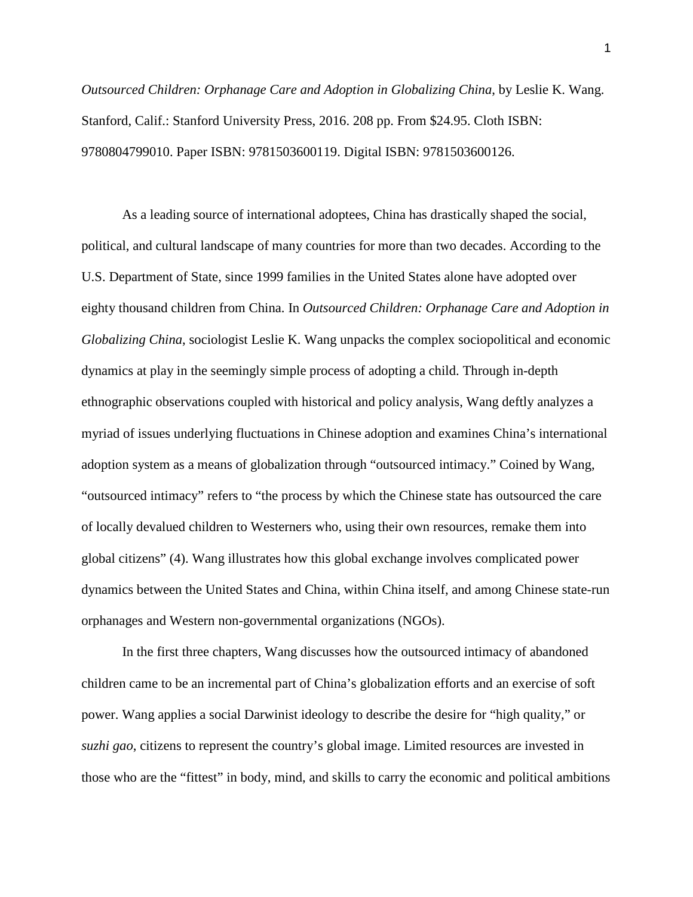*Outsourced Children: Orphanage Care and Adoption in Globalizing China*, by Leslie K. Wang. Stanford, Calif.: Stanford University Press, 2016. 208 pp. From $24.95. Cloth ISBN: 9780804799010. Paper ISBN: 9781503600119. Digital ISBN: 9781503600126.

As a leading source of international adoptees, China has drastically shaped the social, political, and cultural landscape of many countries for more than two decades. According to the U.S. Department of State, since 1999 families in the United States alone have adopted over eighty thousand children from China. In *Outsourced Children: Orphanage Care and Adoption in Globalizing China*, sociologist Leslie K. Wang unpacks the complex sociopolitical and economic dynamics at play in the seemingly simple process of adopting a child. Through in-depth ethnographic observations coupled with historical and policy analysis, Wang deftly analyzes a myriad of issues underlying fluctuations in Chinese adoption and examines China's international adoption system as a means of globalization through "outsourced intimacy." Coined by Wang, "outsourced intimacy" refers to "the process by which the Chinese state has outsourced the care of locally devalued children to Westerners who, using their own resources, remake them into global citizens" (4). Wang illustrates how this global exchange involves complicated power dynamics between the United States and China, within China itself, and among Chinese state-run orphanages and Western non-governmental organizations (NGOs).

In the first three chapters, Wang discusses how the outsourced intimacy of abandoned children came to be an incremental part of China's globalization efforts and an exercise of soft power. Wang applies a social Darwinist ideology to describe the desire for "high quality," or *suzhi gao*, citizens to represent the country's global image. Limited resources are invested in those who are the "fittest" in body, mind, and skills to carry the economic and political ambitions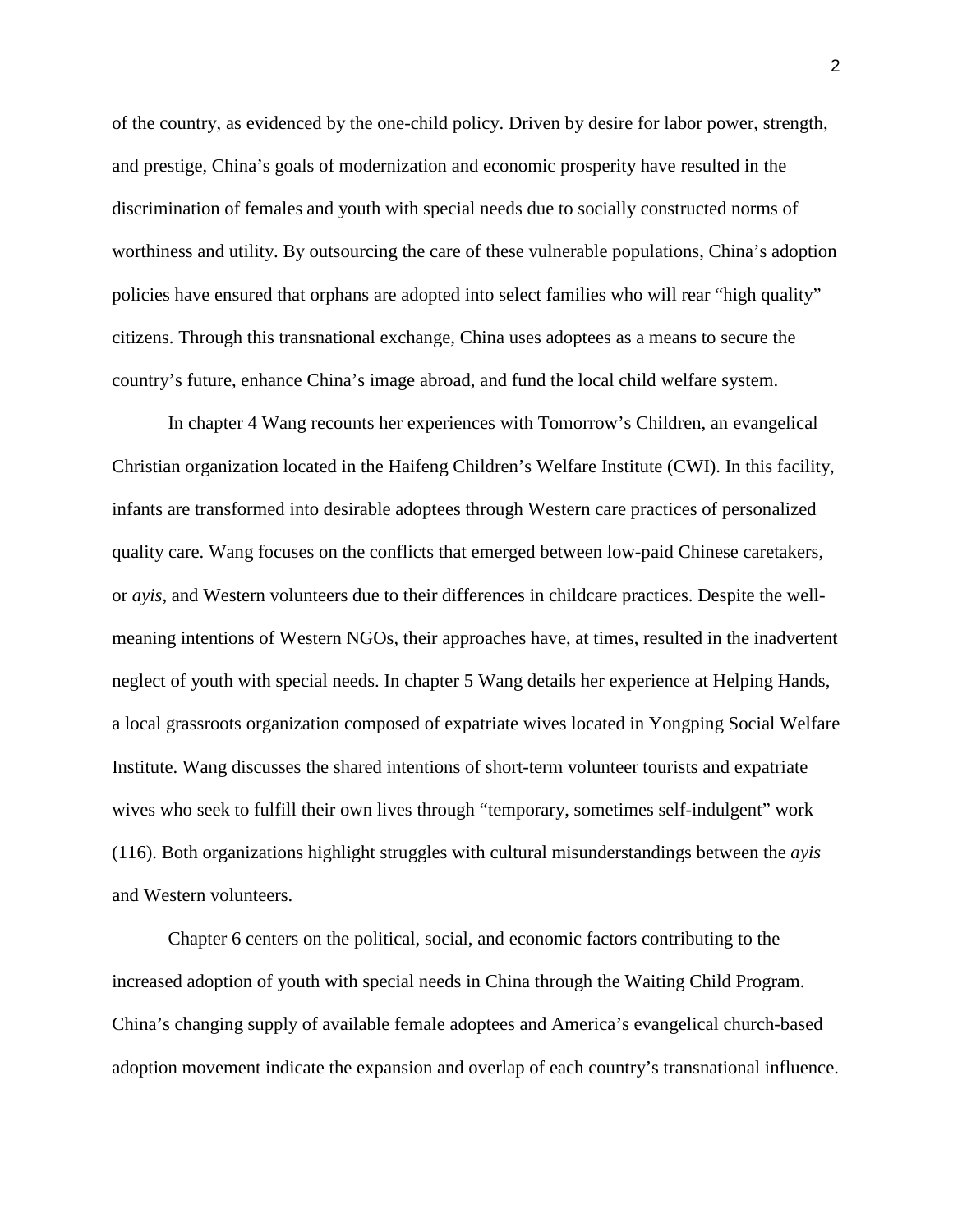of the country, as evidenced by the one-child policy. Driven by desire for labor power, strength, and prestige, China's goals of modernization and economic prosperity have resulted in the discrimination of females and youth with special needs due to socially constructed norms of worthiness and utility. By outsourcing the care of these vulnerable populations, China's adoption policies have ensured that orphans are adopted into select families who will rear "high quality" citizens. Through this transnational exchange, China uses adoptees as a means to secure the country's future, enhance China's image abroad, and fund the local child welfare system.

In chapter 4 Wang recounts her experiences with Tomorrow's Children, an evangelical Christian organization located in the Haifeng Children's Welfare Institute (CWI). In this facility, infants are transformed into desirable adoptees through Western care practices of personalized quality care. Wang focuses on the conflicts that emerged between low-paid Chinese caretakers, or *ayis*, and Western volunteers due to their differences in childcare practices. Despite the well-meaning intentions of Western NGOs, their approaches have, at times, resulted in the inadvertent neglect of youth with special needs. In chapter 5 Wang details her experience at Helping Hands, a local grassroots organization composed of expatriate wives located in Yongping Social Welfare Institute. Wang discusses the shared intentions of short-term volunteer tourists and expatriate wives who seek to fulfill their own lives through "temporary, sometimes self-indulgent" work (116). Both organizations highlight struggles with cultural misunderstandings between the *ayis* and Western volunteers.

Chapter 6 centers on the political, social, and economic factors contributing to the increased adoption of youth with special needs in China through the Waiting Child Program. China's changing supply of available female adoptees and America's evangelical church-based adoption movement indicate the expansion and overlap of each country's transnational influence.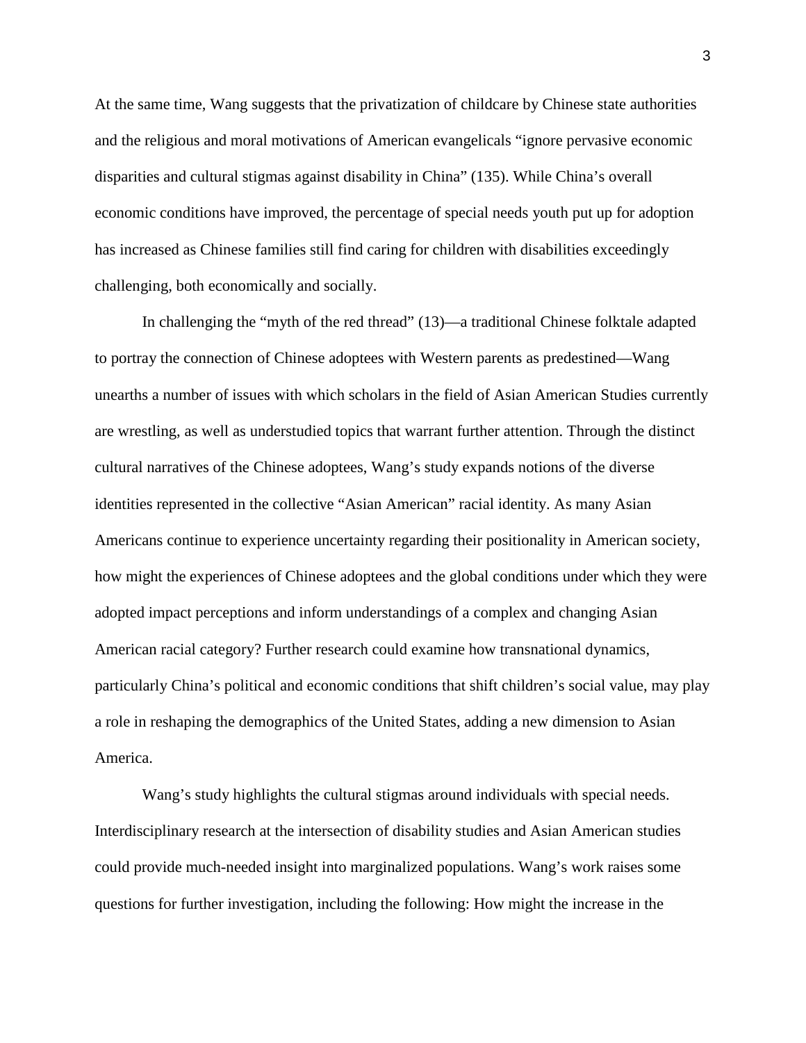At the same time, Wang suggests that the privatization of childcare by Chinese state authorities and the religious and moral motivations of American evangelicals "ignore pervasive economic disparities and cultural stigmas against disability in China" (135). While China's overall economic conditions have improved, the percentage of special needs youth put up for adoption has increased as Chinese families still find caring for children with disabilities exceedingly challenging, both economically and socially.

In challenging the "myth of the red thread" (13)—a traditional Chinese folktale adapted to portray the connection of Chinese adoptees with Western parents as predestined—Wang unearths a number of issues with which scholars in the field of Asian American Studies currently are wrestling, as well as understudied topics that warrant further attention. Through the distinct cultural narratives of the Chinese adoptees, Wang's study expands notions of the diverse identities represented in the collective "Asian American" racial identity. As many Asian Americans continue to experience uncertainty regarding their positionality in American society, how might the experiences of Chinese adoptees and the global conditions under which they were adopted impact perceptions and inform understandings of a complex and changing Asian American racial category? Further research could examine how transnational dynamics, particularly China's political and economic conditions that shift children's social value, may play a role in reshaping the demographics of the United States, adding a new dimension to Asian America.

Wang's study highlights the cultural stigmas around individuals with special needs. Interdisciplinary research at the intersection of disability studies and Asian American studies could provide much-needed insight into marginalized populations. Wang's work raises some questions for further investigation, including the following: How might the increase in the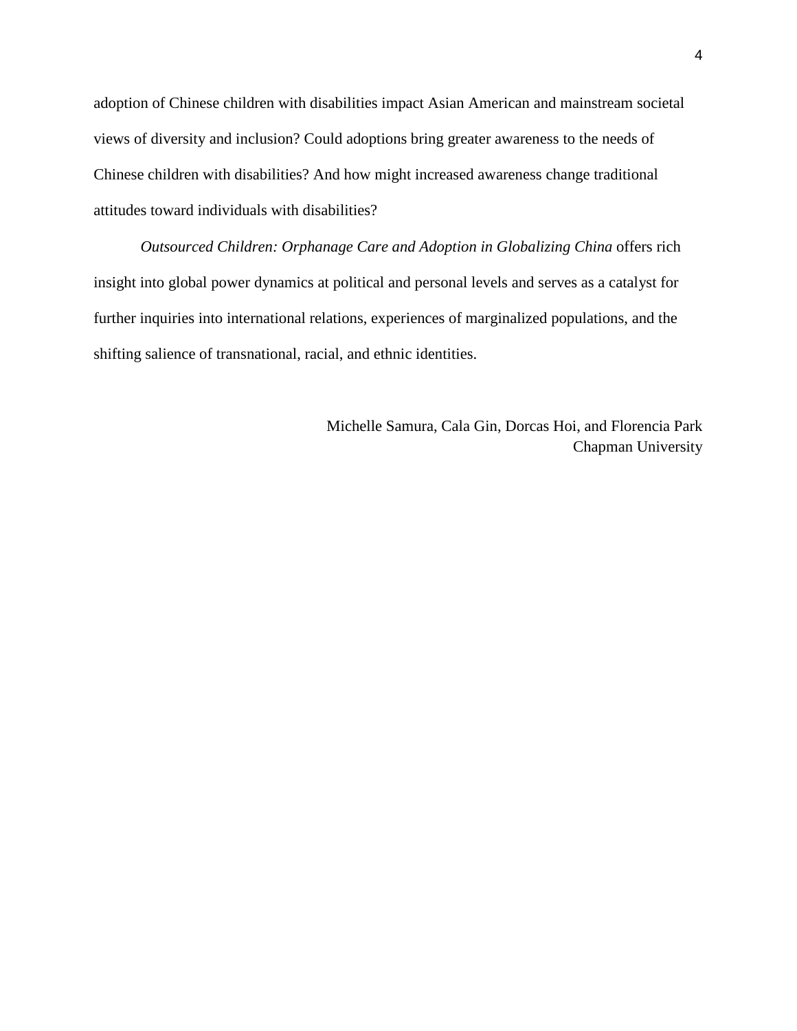adoption of Chinese children with disabilities impact Asian American and mainstream societal views of diversity and inclusion? Could adoptions bring greater awareness to the needs of Chinese children with disabilities? And how might increased awareness change traditional attitudes toward individuals with disabilities?

*Outsourced Children: Orphanage Care and Adoption in Globalizing China* offers rich insight into global power dynamics at political and personal levels and serves as a catalyst for further inquiries into international relations, experiences of marginalized populations, and the shifting salience of transnational, racial, and ethnic identities.

Michelle Samura, Cala Gin, Dorcas Hoi, and Florencia Park
Chapman University